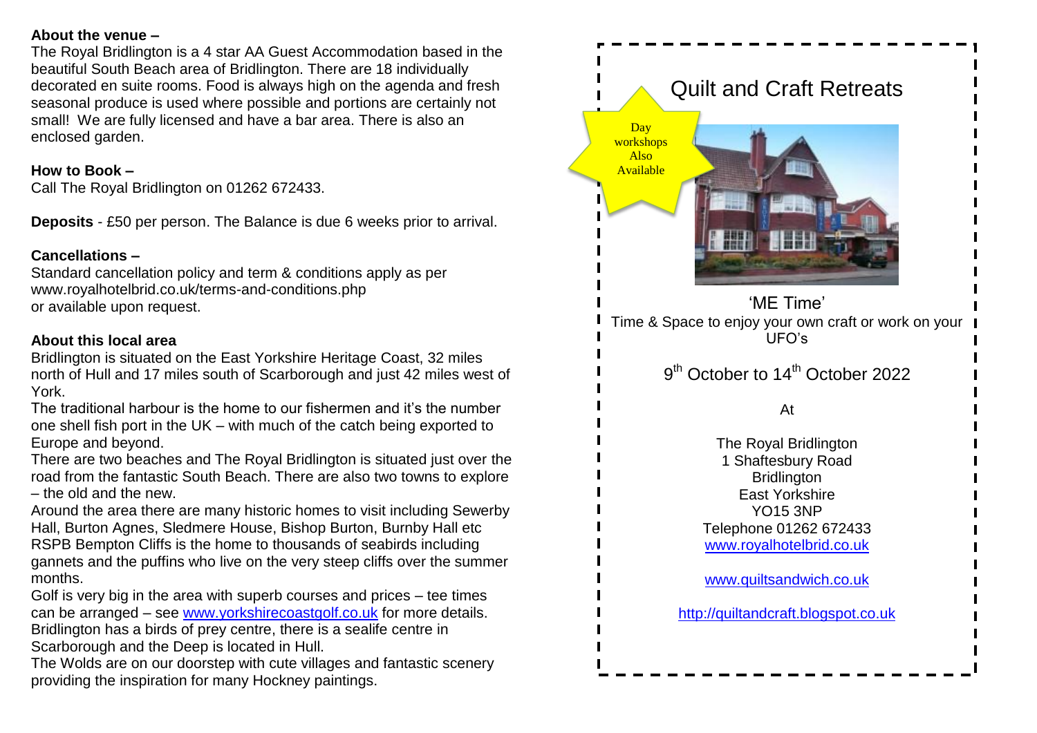**About the venue –**
The Royal Bridlington is a 4 star AA Guest Accommodation based in the beautiful South Beach area of Bridlington. There are 18 individually decorated en suite rooms. Food is always high on the agenda and fresh seasonal produce is used where possible and portions are certainly not small! We are fully licensed and have a bar area. There is also an enclosed garden.

**How to Book –**
Call The Royal Bridlington on 01262 672433.

**Deposits** - £50 per person. The Balance is due 6 weeks prior to arrival.

**Cancellations –**
Standard cancellation policy and term & conditions apply as per www.royalhotelbrid.co.uk/terms-and-conditions.php or available upon request.

**About this local area**
Bridlington is situated on the East Yorkshire Heritage Coast, 32 miles north of Hull and 17 miles south of Scarborough and just 42 miles west of York.
The traditional harbour is the home to our fishermen and it's the number one shell fish port in the UK – with much of the catch being exported to Europe and beyond.
There are two beaches and The Royal Bridlington is situated just over the road from the fantastic South Beach. There are also two towns to explore – the old and the new.
Around the area there are many historic homes to visit including Sewerby Hall, Burton Agnes, Sledmere House, Bishop Burton, Burnby Hall etc
RSPB Bempton Cliffs is the home to thousands of seabirds including gannets and the puffins who live on the very steep cliffs over the summer months.
Golf is very big in the area with superb courses and prices – tee times can be arranged – see www.yorkshirecoastgolf.co.uk for more details.
Bridlington has a birds of prey centre, there is a sealife centre in Scarborough and the Deep is located in Hull.
The Wolds are on our doorstep with cute villages and fantastic scenery providing the inspiration for many Hockney paintings.

# Quilt and Craft Retreats

Day workshops Also Available

'ME Time'
Time & Space to enjoy your own craft or work on your UFO's

9th October to 14th October 2022

At

The Royal Bridlington
1 Shaftesbury Road
Bridlington
East Yorkshire
YO15 3NP
Telephone 01262 672433
www.royalhotelbrid.co.uk

www.quiltsandwich.co.uk

http://quiltandcraft.blogspot.co.uk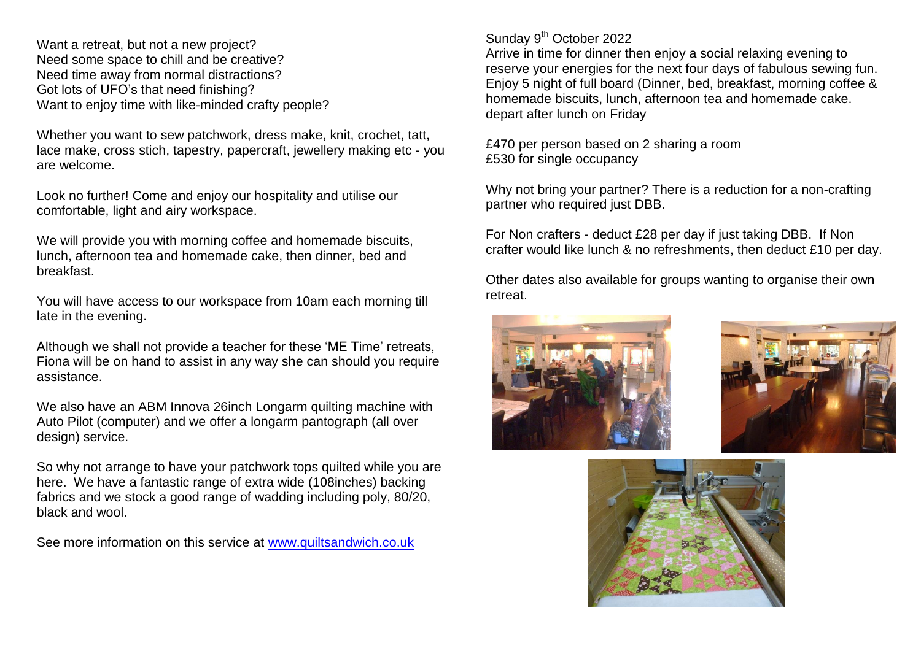Want a retreat, but not a new project?
Need some space to chill and be creative?
Need time away from normal distractions?
Got lots of UFO's that need finishing?
Want to enjoy time with like-minded crafty people?

Whether you want to sew patchwork, dress make, knit, crochet, tatt, lace make, cross stich, tapestry, papercraft, jewellery making etc - you are welcome.

Look no further! Come and enjoy our hospitality and utilise our comfortable, light and airy workspace.

We will provide you with morning coffee and homemade biscuits, lunch, afternoon tea and homemade cake, then dinner, bed and breakfast.

You will have access to our workspace from 10am each morning till late in the evening.

Although we shall not provide a teacher for these 'ME Time' retreats, Fiona will be on hand to assist in any way she can should you require assistance.

We also have an ABM Innova 26inch Longarm quilting machine with Auto Pilot (computer) and we offer a longarm pantograph (all over design) service.

So why not arrange to have your patchwork tops quilted while you are here. We have a fantastic range of extra wide (108inches) backing fabrics and we stock a good range of wadding including poly, 80/20, black and wool.

See more information on this service at [www.quiltsandwich.co.uk](http://www.quiltsandwich.co.uk)

Sunday 9th October 2022

Arrive in time for dinner then enjoy a social relaxing evening to reserve your energies for the next four days of fabulous sewing fun. Enjoy 5 night of full board (Dinner, bed, breakfast, morning coffee & homemade biscuits, lunch, afternoon tea and homemade cake. depart after lunch on Friday

£470 per person based on 2 sharing a room
£530 for single occupancy

Why not bring your partner? There is a reduction for a non-crafting partner who required just DBB.

For Non crafters - deduct £28 per day if just taking DBB. If Non crafter would like lunch & no refreshments, then deduct £10 per day.

Other dates also available for groups wanting to organise their own retreat.